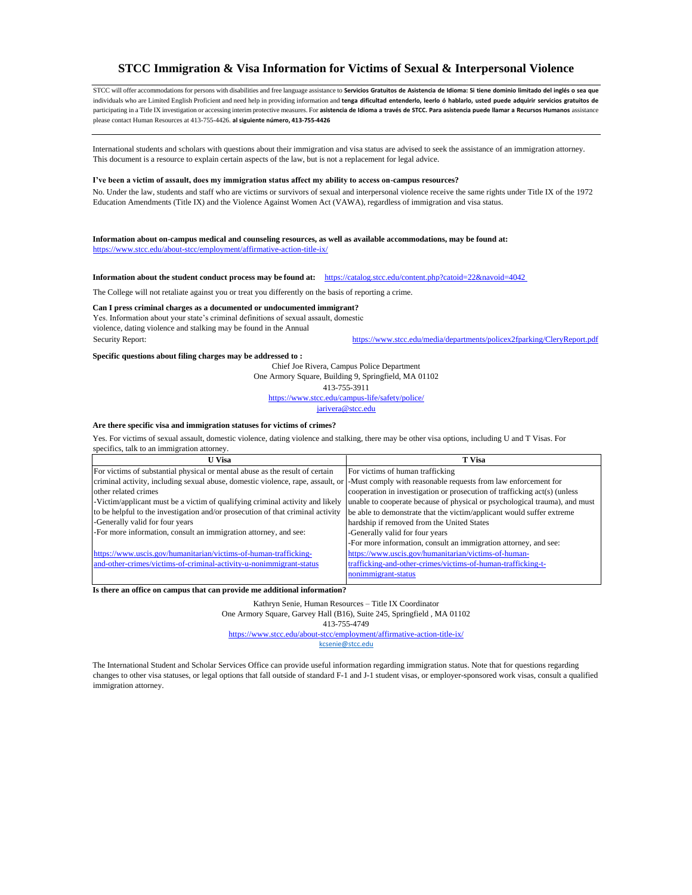# STCC Immigration & Visa Information for Victims of Sexual & Interpersonal Violence

STCC will offer accommodations for persons with disabilities and free language assistance to individuals who are Limited English Proficient and need help in providing information and participating in a Title IX investigation or accessing interim protective measures. For assistance please contact Human Resources at 413-755-4426. **Servicios Gratuitos de Asistencia de Idioma: Si tiene dominio limitado del inglés o sea que tenga dificultad entenderlo, leerlo ó hablarlo, usted puede adquirir servicios gratuitos de asistencia de Idioma a través de STCC. Para asistencia puede llamar a Recursos Humanos al siguiente número, 413-755-4426**

International students and scholars with questions about their immigration and visa status are advised to seek the assistance of an immigration attorney. This document is a resource to explain certain aspects of the law, but is not a replacement for legal advice.

**I've been a victim of assault, does my immigration status affect my ability to access on-campus resources?**

No. Under the law, students and staff who are victims or survivors of sexual and interpersonal violence receive the same rights under Title IX of the 1972 Education Amendments (Title IX) and the Violence Against Women Act (VAWA), regardless of immigration and visa status.

**Information about on-campus medical and counseling resources, as well as available accommodations, may be found at:**
https://www.stcc.edu/about-stcc/employment/affirmative-action-title-ix/

**Information about the student conduct process may be found at:** https://catalog.stcc.edu/content.php?catoid=22&navoid=4042

The College will not retaliate against you or treat you differently on the basis of reporting a crime.

**Can I press criminal charges as a documented or undocumented immigrant?**

Yes. Information about your state's criminal definitions of sexual assault, domestic violence, dating violence and stalking may be found in the Annual Security Report: https://www.stcc.edu/media/departments/policex2fparking/CleryReport.pdf

**Specific questions about filing charges may be addressed to :**

Chief Joe Rivera, Campus Police Department
One Armory Square, Building 9, Springfield, MA 01102
413-755-3911
https://www.stcc.edu/campus-life/safety/police/
jarivera@stcc.edu

**Are there specific visa and immigration statuses for victims of crimes?**

Yes. For victims of sexual assault, domestic violence, dating violence and stalking, there may be other visa options, including U and T Visas. For specifics, talk to an immigration attorney.

| U Visa | T Visa |
|---|---|
| For victims of substantial physical or mental abuse as the result of certain criminal activity, including sexual abuse, domestic violence, rape, assault, or other related crimes<br>-Victim/applicant must be a victim of qualifying criminal activity and likely to be helpful to the investigation and/or prosecution of that criminal activity<br>-Generally valid for four years<br>-For more information, consult an immigration attorney, and see:<br><br>https://www.uscis.gov/humanitarian/victims-of-human-trafficking-and-other-crimes/victims-of-criminal-activity-u-nonimmigrant-status | For victims of human trafficking<br>-Must comply with reasonable requests from law enforcement for cooperation in investigation or prosecution of trafficking act(s) (unless unable to cooperate because of physical or psychological trauma), and must be able to demonstrate that the victim/applicant would suffer extreme hardship if removed from the United States<br>-Generally valid for four years<br>-For more information, consult an immigration attorney, and see:<br>https://www.uscis.gov/humanitarian/victims-of-human-trafficking-and-other-crimes/victims-of-human-trafficking-t-nonimmigrant-status |

**Is there an office on campus that can provide me additional information?**

Kathryn Senie, Human Resources – Title IX Coordinator
One Armory Square, Garvey Hall (B16), Suite 245, Springfield , MA 01102
413-755-4749
https://www.stcc.edu/about-stcc/employment/affirmative-action-title-ix/
kcsenie@stcc.edu

The International Student and Scholar Services Office can provide useful information regarding immigration status. Note that for questions regarding changes to other visa statuses, or legal options that fall outside of standard F-1 and J-1 student visas, or employer-sponsored work visas, consult a qualified immigration attorney.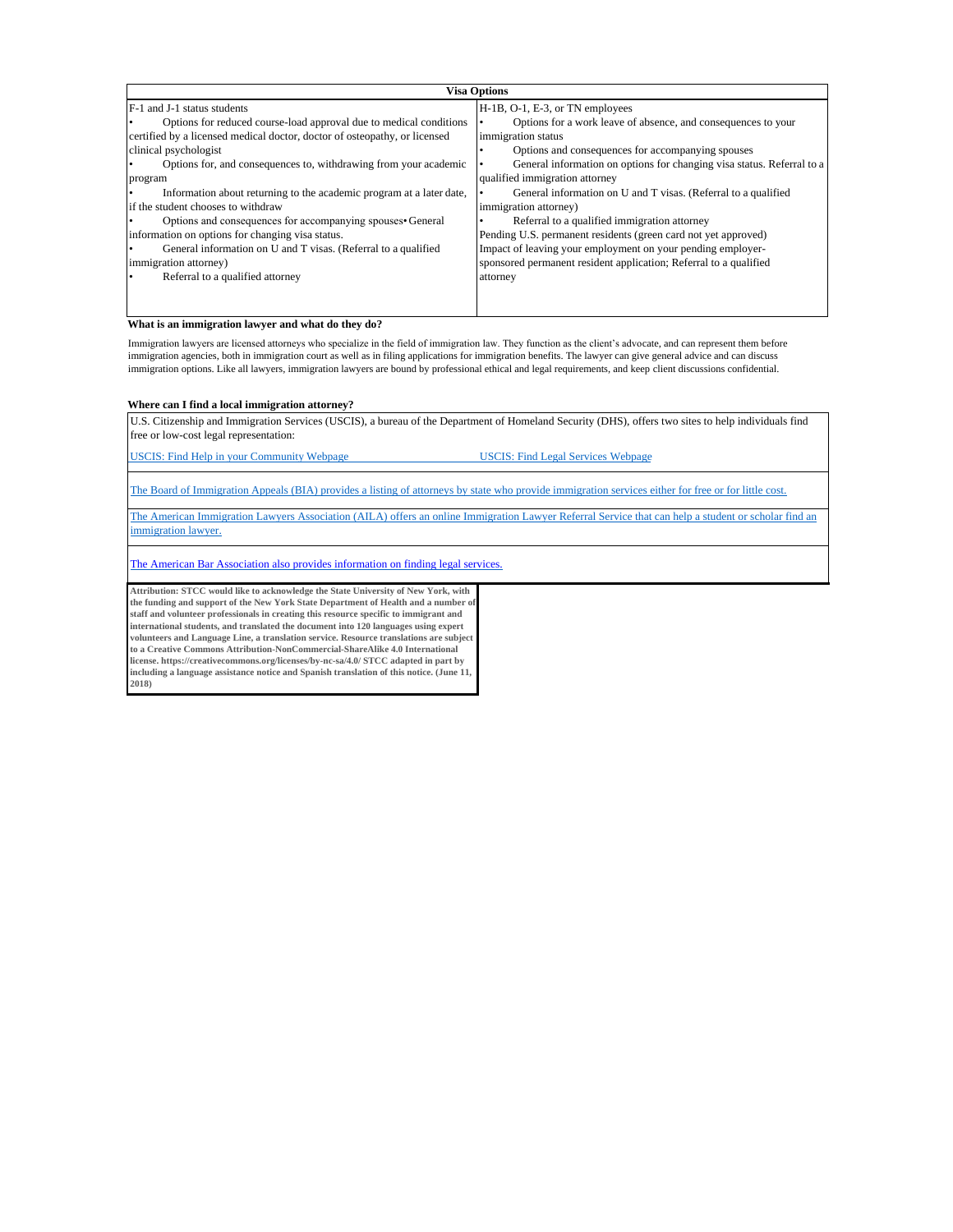| Visa Options | |
| --- | --- |
| F-1 and J-1 status students<br>• Options for reduced course-load approval due to medical conditions certified by a licensed medical doctor, doctor of osteopathy, or licensed clinical psychologist<br>• Options for, and consequences to, withdrawing from your academic program<br>• Information about returning to the academic program at a later date, if the student chooses to withdraw<br>• Options and consequences for accompanying spouses• General information on options for changing visa status.<br>• General information on U and T visas. (Referral to a qualified immigration attorney)<br>• Referral to a qualified attorney | H-1B, O-1, E-3, or TN employees<br>• Options for a work leave of absence, and consequences to your immigration status<br>• Options and consequences for accompanying spouses<br>• General information on options for changing visa status. Referral to a qualified immigration attorney<br>• General information on U and T visas. (Referral to a qualified immigration attorney)<br>• Referral to a qualified immigration attorney<br>Pending U.S. permanent residents (green card not yet approved)<br>Impact of leaving your employment on your pending employer-sponsored permanent resident application; Referral to a qualified attorney |

**What is an immigration lawyer and what do they do?**

Immigration lawyers are licensed attorneys who specialize in the field of immigration law. They function as the client's advocate, and can represent them before immigration agencies, both in immigration court as well as in filing applications for immigration benefits. The lawyer can give general advice and can discuss immigration options. Like all lawyers, immigration lawyers are bound by professional ethical and legal requirements, and keep client discussions confidential.

**Where can I find a local immigration attorney?**

| | |
| --- | --- |
| U.S. Citizenship and Immigration Services (USCIS), a bureau of the Department of Homeland Security (DHS), offers two sites to help individuals find free or low-cost legal representation: | |
| USCIS: Find Help in your Community Webpage | USCIS: Find Legal Services Webpage |
| The Board of Immigration Appeals (BIA) provides a listing of attorneys by state who provide immigration services either for free or for little cost. | |
| The American Immigration Lawyers Association (AILA) offers an online Immigration Lawyer Referral Service that can help a student or scholar find an immigration lawyer. | |
| The American Bar Association also provides information on finding legal services. | |

**Attribution: STCC would like to acknowledge the State University of New York, with the funding and support of the New York State Department of Health and a number of staff and volunteer professionals in creating this resource specific to immigrant and international students, and translated the document into 120 languages using expert volunteers and Language Line, a translation service. Resource translations are subject to a Creative Commons Attribution-NonCommercial-ShareAlike 4.0 International license. https://creativecommons.org/licenses/by-nc-sa/4.0/ STCC adapted in part by including a language assistance notice and Spanish translation of this notice. (June 11, 2018)**